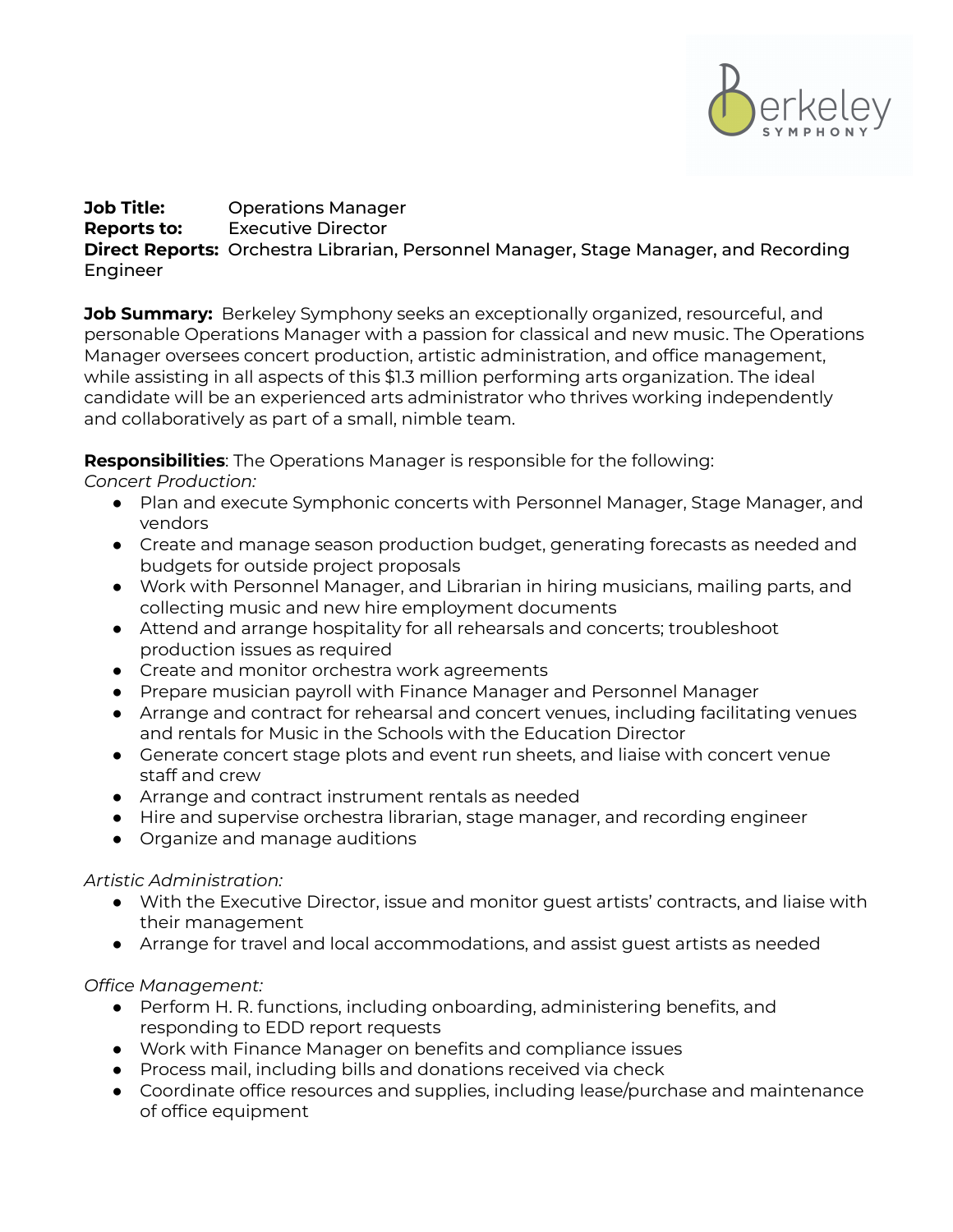**Job Title:** Operations Manager
**Reports to:** Executive Director
**Direct Reports:** Orchestra Librarian, Personnel Manager, Stage Manager, and Recording Engineer

**Job Summary:** Berkeley Symphony seeks an exceptionally organized, resourceful, and personable Operations Manager with a passion for classical and new music. The Operations Manager oversees concert production, artistic administration, and office management, while assisting in all aspects of this $1.3 million performing arts organization. The ideal candidate will be an experienced arts administrator who thrives working independently and collaboratively as part of a small, nimble team.

**Responsibilities**: The Operations Manager is responsible for the following:

*Concert Production:*

- Plan and execute Symphonic concerts with Personnel Manager, Stage Manager, and vendors
- Create and manage season production budget, generating forecasts as needed and budgets for outside project proposals
- Work with Personnel Manager, and Librarian in hiring musicians, mailing parts, and collecting music and new hire employment documents
- Attend and arrange hospitality for all rehearsals and concerts; troubleshoot production issues as required
- Create and monitor orchestra work agreements
- Prepare musician payroll with Finance Manager and Personnel Manager
- Arrange and contract for rehearsal and concert venues, including facilitating venues and rentals for Music in the Schools with the Education Director
- Generate concert stage plots and event run sheets, and liaise with concert venue staff and crew
- Arrange and contract instrument rentals as needed
- Hire and supervise orchestra librarian, stage manager, and recording engineer
- Organize and manage auditions

*Artistic Administration:*

- With the Executive Director, issue and monitor guest artists' contracts, and liaise with their management
- Arrange for travel and local accommodations, and assist guest artists as needed

*Office Management:*

- Perform H. R. functions, including onboarding, administering benefits, and responding to EDD report requests
- Work with Finance Manager on benefits and compliance issues
- Process mail, including bills and donations received via check
- Coordinate office resources and supplies, including lease/purchase and maintenance of office equipment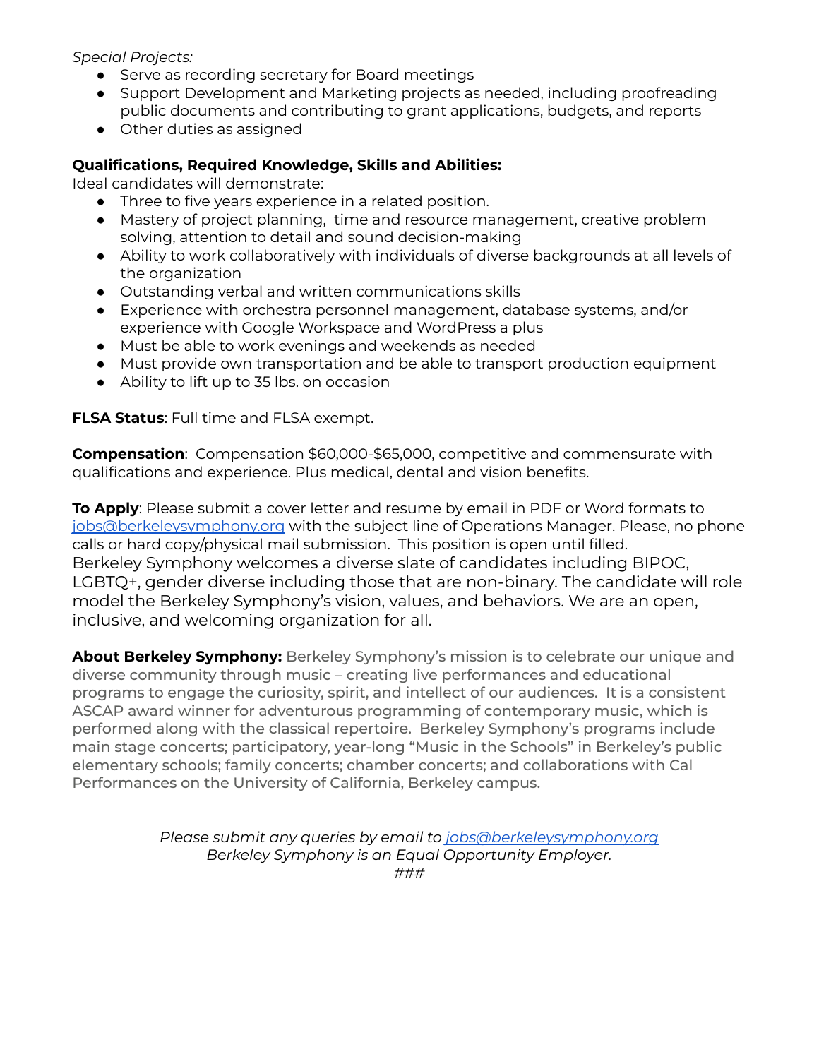*Special Projects:*

- Serve as recording secretary for Board meetings
- Support Development and Marketing projects as needed, including proofreading public documents and contributing to grant applications, budgets, and reports
- Other duties as assigned

**Qualifications, Required Knowledge, Skills and Abilities:**

Ideal candidates will demonstrate:

- Three to five years experience in a related position.
- Mastery of project planning, time and resource management, creative problem solving, attention to detail and sound decision-making
- Ability to work collaboratively with individuals of diverse backgrounds at all levels of the organization
- Outstanding verbal and written communications skills
- Experience with orchestra personnel management, database systems, and/or experience with Google Workspace and WordPress a plus
- Must be able to work evenings and weekends as needed
- Must provide own transportation and be able to transport production equipment
- Ability to lift up to 35 lbs. on occasion

**FLSA Status**: Full time and FLSA exempt.

**Compensation**: Compensation $60,000-$65,000, competitive and commensurate with qualifications and experience. Plus medical, dental and vision benefits.

**To Apply**: Please submit a cover letter and resume by email in PDF or Word formats to jobs@berkeleysymphony.org with the subject line of Operations Manager. Please, no phone calls or hard copy/physical mail submission. This position is open until filled.
Berkeley Symphony welcomes a diverse slate of candidates including BIPOC, LGBTQ+, gender diverse including those that are non-binary. The candidate will role model the Berkeley Symphony's vision, values, and behaviors. We are an open, inclusive, and welcoming organization for all.

**About Berkeley Symphony:** Berkeley Symphony's mission is to celebrate our unique and diverse community through music – creating live performances and educational programs to engage the curiosity, spirit, and intellect of our audiences. It is a consistent ASCAP award winner for adventurous programming of contemporary music, which is performed along with the classical repertoire. Berkeley Symphony's programs include main stage concerts; participatory, year-long "Music in the Schools" in Berkeley's public elementary schools; family concerts; chamber concerts; and collaborations with Cal Performances on the University of California, Berkeley campus.

*Please submit any queries by email to jobs@berkeleysymphony.org*

*Berkeley Symphony is an Equal Opportunity Employer.*

*###*